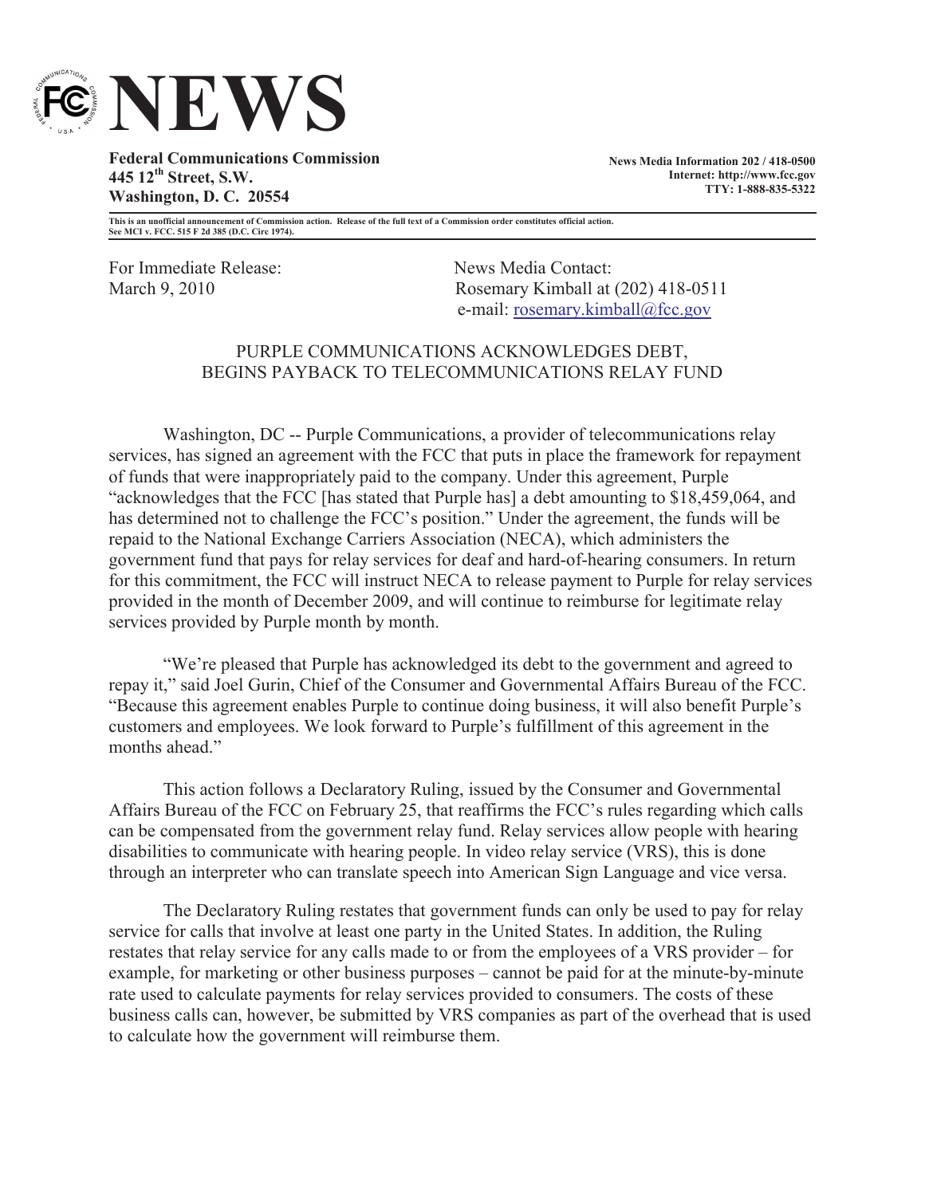# NEWS

**Federal Communications Commission**
**445 12th Street, S.W.**
**Washington, D. C. 20554**

**News Media Information 202 / 418-0500**
**Internet: http://www.fcc.gov**
**TTY: 1-888-835-5322**

**This is an unofficial announcement of Commission action. Release of the full text of a Commission order constitutes official action. See MCI v. FCC. 515 F 2d 385 (D.C. Circ 1974).**

For Immediate Release:
March 9, 2010

News Media Contact:
Rosemary Kimball at (202) 418-0511
e-mail: rosemary.kimball@fcc.gov

PURPLE COMMUNICATIONS ACKNOWLEDGES DEBT,
BEGINS PAYBACK TO TELECOMMUNICATIONS RELAY FUND

Washington, DC -- Purple Communications, a provider of telecommunications relay services, has signed an agreement with the FCC that puts in place the framework for repayment of funds that were inappropriately paid to the company. Under this agreement, Purple "acknowledges that the FCC [has stated that Purple has] a debt amounting to $18,459,064, and has determined not to challenge the FCC's position." Under the agreement, the funds will be repaid to the National Exchange Carriers Association (NECA), which administers the government fund that pays for relay services for deaf and hard-of-hearing consumers. In return for this commitment, the FCC will instruct NECA to release payment to Purple for relay services provided in the month of December 2009, and will continue to reimburse for legitimate relay services provided by Purple month by month.

"We're pleased that Purple has acknowledged its debt to the government and agreed to repay it," said Joel Gurin, Chief of the Consumer and Governmental Affairs Bureau of the FCC. "Because this agreement enables Purple to continue doing business, it will also benefit Purple's customers and employees. We look forward to Purple's fulfillment of this agreement in the months ahead."

This action follows a Declaratory Ruling, issued by the Consumer and Governmental Affairs Bureau of the FCC on February 25, that reaffirms the FCC's rules regarding which calls can be compensated from the government relay fund. Relay services allow people with hearing disabilities to communicate with hearing people. In video relay service (VRS), this is done through an interpreter who can translate speech into American Sign Language and vice versa.

The Declaratory Ruling restates that government funds can only be used to pay for relay service for calls that involve at least one party in the United States. In addition, the Ruling restates that relay service for any calls made to or from the employees of a VRS provider – for example, for marketing or other business purposes – cannot be paid for at the minute-by-minute rate used to calculate payments for relay services provided to consumers. The costs of these business calls can, however, be submitted by VRS companies as part of the overhead that is used to calculate how the government will reimburse them.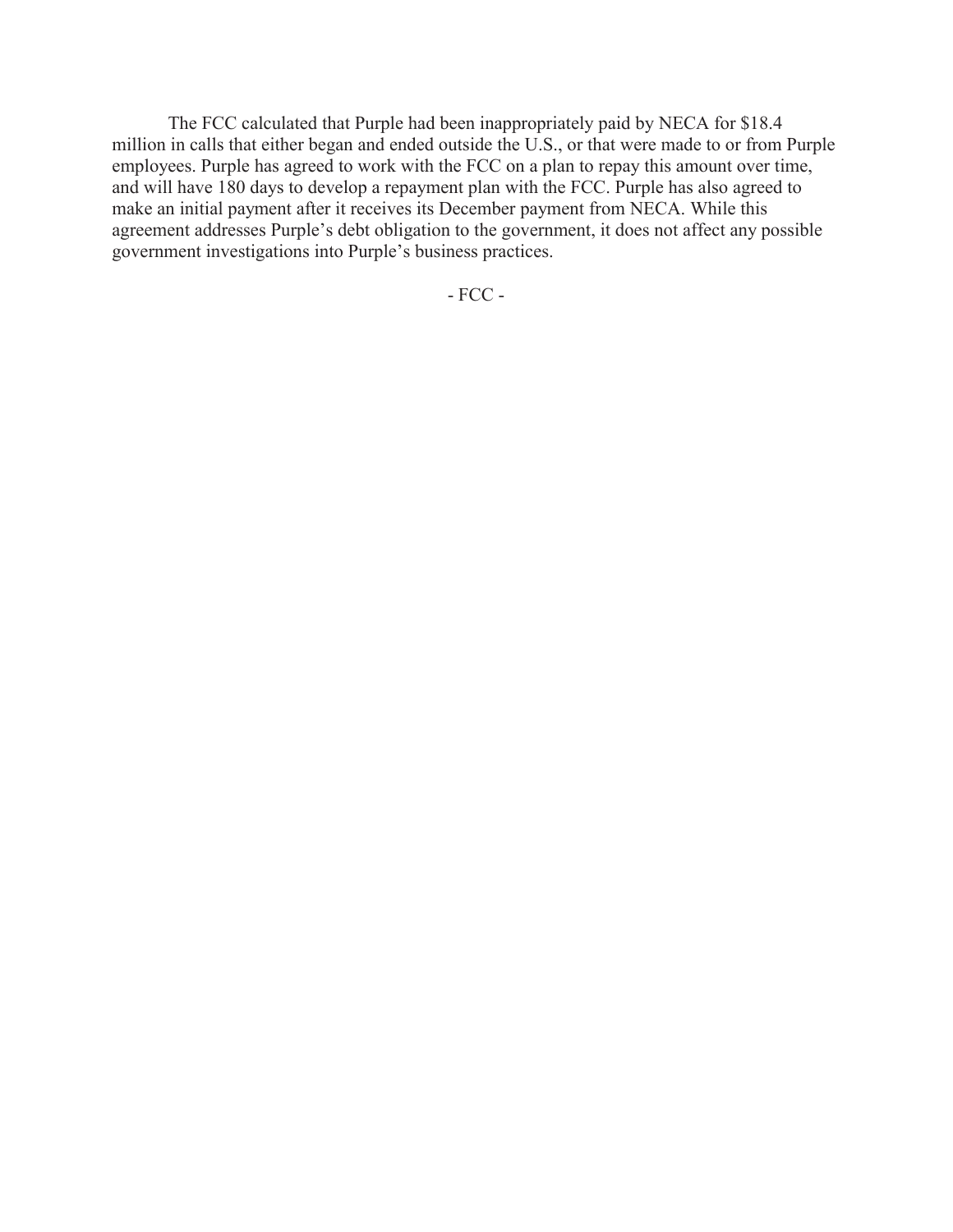The FCC calculated that Purple had been inappropriately paid by NECA for $18.4 million in calls that either began and ended outside the U.S., or that were made to or from Purple employees. Purple has agreed to work with the FCC on a plan to repay this amount over time, and will have 180 days to develop a repayment plan with the FCC. Purple has also agreed to make an initial payment after it receives its December payment from NECA. While this agreement addresses Purple's debt obligation to the government, it does not affect any possible government investigations into Purple's business practices.

- FCC -